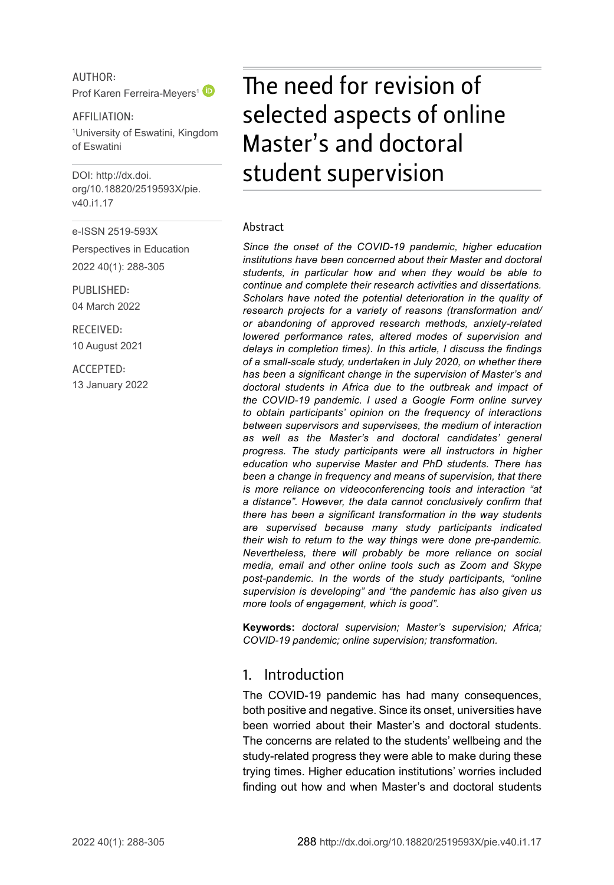AUTHOR:

Prof Karen Ferreira-Meyers[1]

AFFILIATION:

[1]University of Eswatini, Kingdom of Eswatini

DOI: http://dx.doi.org/10.18820/2519593X/pie.v40.i1.17

e-ISSN 2519-593X

Perspectives in Education

2022 40(1): 288-305

PUBLISHED:

04 March 2022

RECEIVED:

10 August 2021

ACCEPTED:

13 January 2022

# The need for revision of selected aspects of online Master's and doctoral student supervision

## Abstract

*Since the onset of the COVID-19 pandemic, higher education institutions have been concerned about their Master and doctoral students, in particular how and when they would be able to continue and complete their research activities and dissertations. Scholars have noted the potential deterioration in the quality of research projects for a variety of reasons (transformation and/or abandoning of approved research methods, anxiety-related lowered performance rates, altered modes of supervision and delays in completion times). In this article, I discuss the findings of a small-scale study, undertaken in July 2020, on whether there has been a significant change in the supervision of Master's and doctoral students in Africa due to the outbreak and impact of the COVID-19 pandemic. I used a Google Form online survey to obtain participants' opinion on the frequency of interactions between supervisors and supervisees, the medium of interaction as well as the Master's and doctoral candidates' general progress. The study participants were all instructors in higher education who supervise Master and PhD students. There has been a change in frequency and means of supervision, that there is more reliance on videoconferencing tools and interaction "at a distance". However, the data cannot conclusively confirm that there has been a significant transformation in the way students are supervised because many study participants indicated their wish to return to the way things were done pre-pandemic. Nevertheless, there will probably be more reliance on social media, email and other online tools such as Zoom and Skype post-pandemic. In the words of the study participants, "online supervision is developing" and "the pandemic has also given us more tools of engagement, which is good".*

**Keywords:** *doctoral supervision; Master's supervision; Africa; COVID-19 pandemic; online supervision; transformation.*

## 1. Introduction

The COVID-19 pandemic has had many consequences, both positive and negative. Since its onset, universities have been worried about their Master's and doctoral students. The concerns are related to the students' wellbeing and the study-related progress they were able to make during these trying times. Higher education institutions' worries included finding out how and when Master's and doctoral students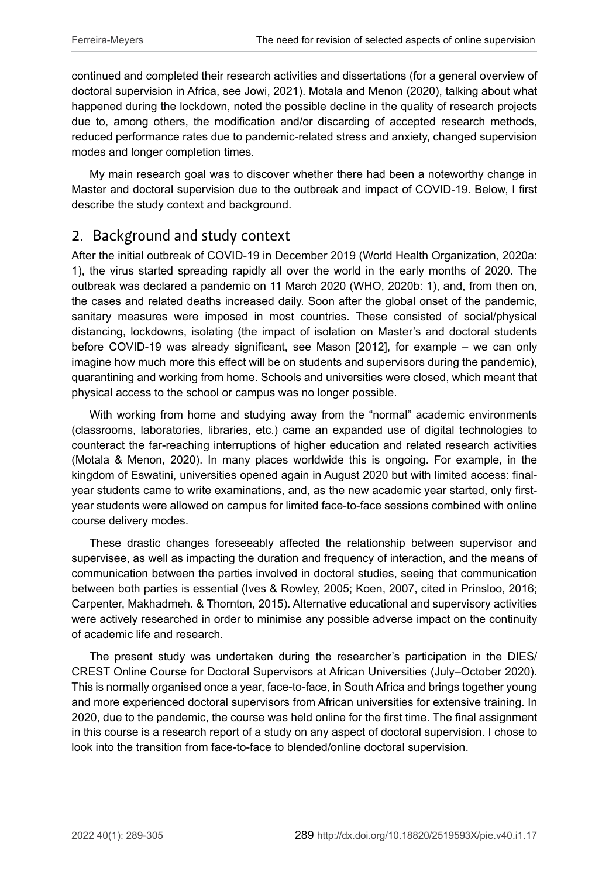continued and completed their research activities and dissertations (for a general overview of doctoral supervision in Africa, see Jowi, 2021). Motala and Menon (2020), talking about what happened during the lockdown, noted the possible decline in the quality of research projects due to, among others, the modification and/or discarding of accepted research methods, reduced performance rates due to pandemic-related stress and anxiety, changed supervision modes and longer completion times.

My main research goal was to discover whether there had been a noteworthy change in Master and doctoral supervision due to the outbreak and impact of COVID-19. Below, I first describe the study context and background.

## 2. Background and study context

After the initial outbreak of COVID-19 in December 2019 (World Health Organization, 2020a: 1), the virus started spreading rapidly all over the world in the early months of 2020. The outbreak was declared a pandemic on 11 March 2020 (WHO, 2020b: 1), and, from then on, the cases and related deaths increased daily. Soon after the global onset of the pandemic, sanitary measures were imposed in most countries. These consisted of social/physical distancing, lockdowns, isolating (the impact of isolation on Master's and doctoral students before COVID-19 was already significant, see Mason [2012], for example – we can only imagine how much more this effect will be on students and supervisors during the pandemic), quarantining and working from home. Schools and universities were closed, which meant that physical access to the school or campus was no longer possible.

With working from home and studying away from the "normal" academic environments (classrooms, laboratories, libraries, etc.) came an expanded use of digital technologies to counteract the far-reaching interruptions of higher education and related research activities (Motala & Menon, 2020). In many places worldwide this is ongoing. For example, in the kingdom of Eswatini, universities opened again in August 2020 but with limited access: final-year students came to write examinations, and, as the new academic year started, only first-year students were allowed on campus for limited face-to-face sessions combined with online course delivery modes.

These drastic changes foreseeably affected the relationship between supervisor and supervisee, as well as impacting the duration and frequency of interaction, and the means of communication between the parties involved in doctoral studies, seeing that communication between both parties is essential (Ives & Rowley, 2005; Koen, 2007, cited in Prinsloo, 2016; Carpenter, Makhadmeh. & Thornton, 2015). Alternative educational and supervisory activities were actively researched in order to minimise any possible adverse impact on the continuity of academic life and research.

The present study was undertaken during the researcher's participation in the DIES/CREST Online Course for Doctoral Supervisors at African Universities (July–October 2020). This is normally organised once a year, face-to-face, in South Africa and brings together young and more experienced doctoral supervisors from African universities for extensive training. In 2020, due to the pandemic, the course was held online for the first time. The final assignment in this course is a research report of a study on any aspect of doctoral supervision. I chose to look into the transition from face-to-face to blended/online doctoral supervision.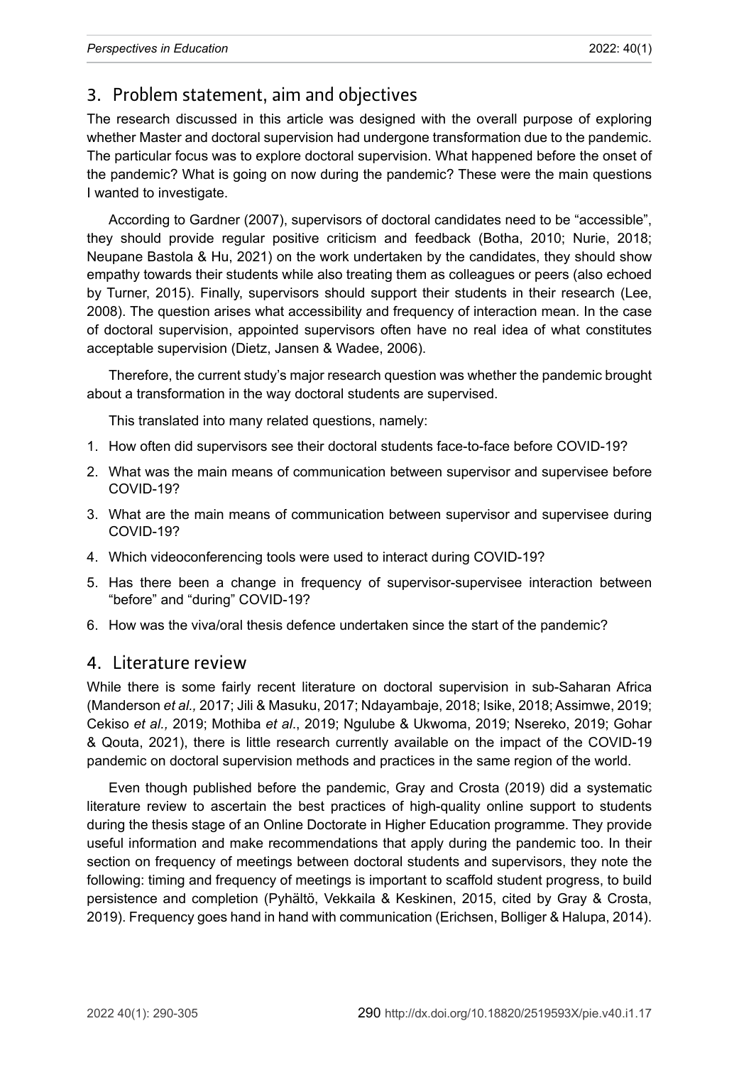## 3. Problem statement, aim and objectives

The research discussed in this article was designed with the overall purpose of exploring whether Master and doctoral supervision had undergone transformation due to the pandemic. The particular focus was to explore doctoral supervision. What happened before the onset of the pandemic? What is going on now during the pandemic? These were the main questions I wanted to investigate.

According to Gardner (2007), supervisors of doctoral candidates need to be "accessible", they should provide regular positive criticism and feedback (Botha, 2010; Nurie, 2018; Neupane Bastola & Hu, 2021) on the work undertaken by the candidates, they should show empathy towards their students while also treating them as colleagues or peers (also echoed by Turner, 2015). Finally, supervisors should support their students in their research (Lee, 2008). The question arises what accessibility and frequency of interaction mean. In the case of doctoral supervision, appointed supervisors often have no real idea of what constitutes acceptable supervision (Dietz, Jansen & Wadee, 2006).

Therefore, the current study's major research question was whether the pandemic brought about a transformation in the way doctoral students are supervised.

This translated into many related questions, namely:

1. How often did supervisors see their doctoral students face-to-face before COVID-19?
2. What was the main means of communication between supervisor and supervisee before COVID-19?
3. What are the main means of communication between supervisor and supervisee during COVID-19?
4. Which videoconferencing tools were used to interact during COVID-19?
5. Has there been a change in frequency of supervisor-supervisee interaction between "before" and "during" COVID-19?
6. How was the viva/oral thesis defence undertaken since the start of the pandemic?

## 4. Literature review

While there is some fairly recent literature on doctoral supervision in sub-Saharan Africa (Manderson *et al.,* 2017; Jili & Masuku, 2017; Ndayambaje, 2018; Isike, 2018; Assimwe, 2019; Cekiso *et al.,* 2019; Mothiba *et al*., 2019; Ngulube & Ukwoma, 2019; Nsereko, 2019; Gohar & Qouta, 2021), there is little research currently available on the impact of the COVID-19 pandemic on doctoral supervision methods and practices in the same region of the world.

Even though published before the pandemic, Gray and Crosta (2019) did a systematic literature review to ascertain the best practices of high-quality online support to students during the thesis stage of an Online Doctorate in Higher Education programme. They provide useful information and make recommendations that apply during the pandemic too. In their section on frequency of meetings between doctoral students and supervisors, they note the following: timing and frequency of meetings is important to scaffold student progress, to build persistence and completion (Pyhältö, Vekkaila & Keskinen, 2015, cited by Gray & Crosta, 2019). Frequency goes hand in hand with communication (Erichsen, Bolliger & Halupa, 2014).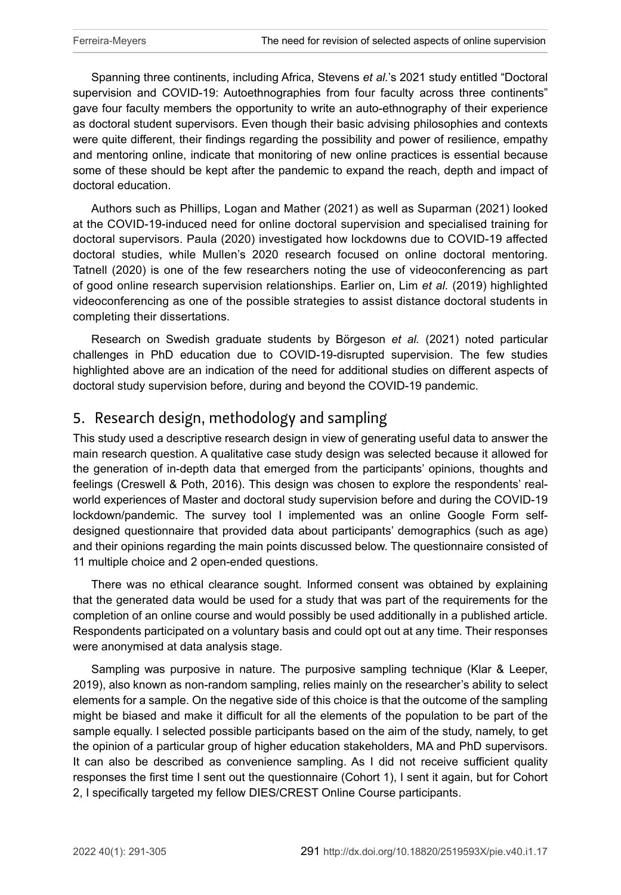Spanning three continents, including Africa, Stevens *et al.*'s 2021 study entitled "Doctoral supervision and COVID-19: Autoethnographies from four faculty across three continents" gave four faculty members the opportunity to write an auto-ethnography of their experience as doctoral student supervisors. Even though their basic advising philosophies and contexts were quite different, their findings regarding the possibility and power of resilience, empathy and mentoring online, indicate that monitoring of new online practices is essential because some of these should be kept after the pandemic to expand the reach, depth and impact of doctoral education.

Authors such as Phillips, Logan and Mather (2021) as well as Suparman (2021) looked at the COVID-19-induced need for online doctoral supervision and specialised training for doctoral supervisors. Paula (2020) investigated how lockdowns due to COVID-19 affected doctoral studies, while Mullen's 2020 research focused on online doctoral mentoring. Tatnell (2020) is one of the few researchers noting the use of videoconferencing as part of good online research supervision relationships. Earlier on, Lim *et al.* (2019) highlighted videoconferencing as one of the possible strategies to assist distance doctoral students in completing their dissertations.

Research on Swedish graduate students by Börgeson *et al.* (2021) noted particular challenges in PhD education due to COVID-19-disrupted supervision. The few studies highlighted above are an indication of the need for additional studies on different aspects of doctoral study supervision before, during and beyond the COVID-19 pandemic.

## 5. Research design, methodology and sampling

This study used a descriptive research design in view of generating useful data to answer the main research question. A qualitative case study design was selected because it allowed for the generation of in-depth data that emerged from the participants' opinions, thoughts and feelings (Creswell & Poth, 2016). This design was chosen to explore the respondents' real-world experiences of Master and doctoral study supervision before and during the COVID-19 lockdown/pandemic. The survey tool I implemented was an online Google Form self-designed questionnaire that provided data about participants' demographics (such as age) and their opinions regarding the main points discussed below. The questionnaire consisted of 11 multiple choice and 2 open-ended questions.

There was no ethical clearance sought. Informed consent was obtained by explaining that the generated data would be used for a study that was part of the requirements for the completion of an online course and would possibly be used additionally in a published article. Respondents participated on a voluntary basis and could opt out at any time. Their responses were anonymised at data analysis stage.

Sampling was purposive in nature. The purposive sampling technique (Klar & Leeper, 2019), also known as non-random sampling, relies mainly on the researcher's ability to select elements for a sample. On the negative side of this choice is that the outcome of the sampling might be biased and make it difficult for all the elements of the population to be part of the sample equally. I selected possible participants based on the aim of the study, namely, to get the opinion of a particular group of higher education stakeholders, MA and PhD supervisors. It can also be described as convenience sampling. As I did not receive sufficient quality responses the first time I sent out the questionnaire (Cohort 1), I sent it again, but for Cohort 2, I specifically targeted my fellow DIES/CREST Online Course participants.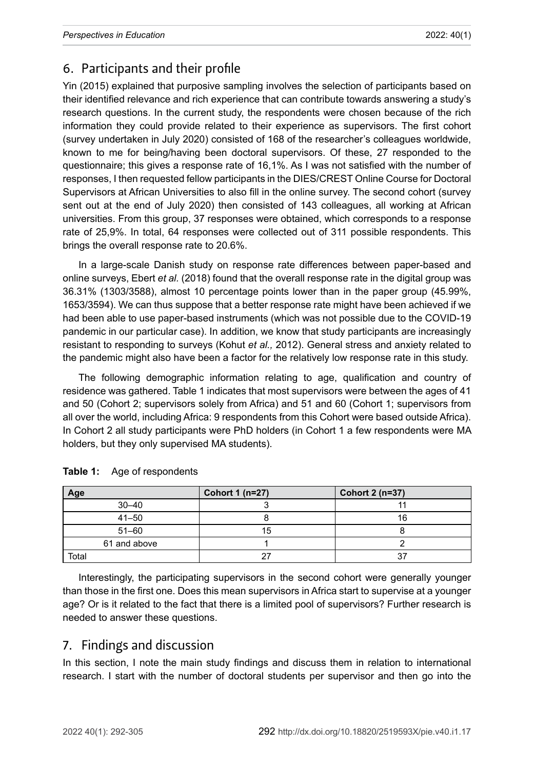## 6. Participants and their profile

Yin (2015) explained that purposive sampling involves the selection of participants based on their identified relevance and rich experience that can contribute towards answering a study's research questions. In the current study, the respondents were chosen because of the rich information they could provide related to their experience as supervisors. The first cohort (survey undertaken in July 2020) consisted of 168 of the researcher's colleagues worldwide, known to me for being/having been doctoral supervisors. Of these, 27 responded to the questionnaire; this gives a response rate of 16,1%. As I was not satisfied with the number of responses, I then requested fellow participants in the DIES/CREST Online Course for Doctoral Supervisors at African Universities to also fill in the online survey. The second cohort (survey sent out at the end of July 2020) then consisted of 143 colleagues, all working at African universities. From this group, 37 responses were obtained, which corresponds to a response rate of 25,9%. In total, 64 responses were collected out of 311 possible respondents. This brings the overall response rate to 20.6%.

In a large-scale Danish study on response rate differences between paper-based and online surveys, Ebert *et al.* (2018) found that the overall response rate in the digital group was 36.31% (1303/3588), almost 10 percentage points lower than in the paper group (45.99%, 1653/3594). We can thus suppose that a better response rate might have been achieved if we had been able to use paper-based instruments (which was not possible due to the COVID-19 pandemic in our particular case). In addition, we know that study participants are increasingly resistant to responding to surveys (Kohut *et al.,* 2012). General stress and anxiety related to the pandemic might also have been a factor for the relatively low response rate in this study.

The following demographic information relating to age, qualification and country of residence was gathered. Table 1 indicates that most supervisors were between the ages of 41 and 50 (Cohort 2; supervisors solely from Africa) and 51 and 60 (Cohort 1; supervisors from all over the world, including Africa: 9 respondents from this Cohort were based outside Africa). In Cohort 2 all study participants were PhD holders (in Cohort 1 a few respondents were MA holders, but they only supervised MA students).

**Table 1:** Age of respondents

| Age | Cohort 1 (n=27) | Cohort 2 (n=37) |
|---|---|---|
| 30–40 | 3 | 11 |
| 41–50 | 8 | 16 |
| 51–60 | 15 | 8 |
| 61 and above | 1 | 2 |
| Total | 27 | 37 |

Interestingly, the participating supervisors in the second cohort were generally younger than those in the first one. Does this mean supervisors in Africa start to supervise at a younger age? Or is it related to the fact that there is a limited pool of supervisors? Further research is needed to answer these questions.

## 7. Findings and discussion

In this section, I note the main study findings and discuss them in relation to international research. I start with the number of doctoral students per supervisor and then go into the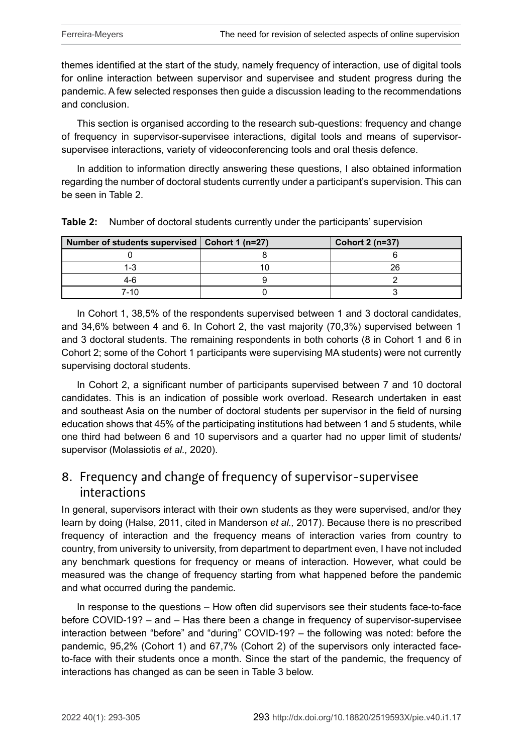themes identified at the start of the study, namely frequency of interaction, use of digital tools for online interaction between supervisor and supervisee and student progress during the pandemic. A few selected responses then guide a discussion leading to the recommendations and conclusion.

This section is organised according to the research sub-questions: frequency and change of frequency in supervisor-supervisee interactions, digital tools and means of supervisor-supervisee interactions, variety of videoconferencing tools and oral thesis defence.

In addition to information directly answering these questions, I also obtained information regarding the number of doctoral students currently under a participant's supervision. This can be seen in Table 2.

**Table 2:** Number of doctoral students currently under the participants' supervision

| Number of students supervised | Cohort 1 (n=27) | Cohort 2 (n=37) |
|---|---|---|
| 0 | 8 | 6 |
| 1-3 | 10 | 26 |
| 4-6 | 9 | 2 |
| 7-10 | 0 | 3 |

In Cohort 1, 38,5% of the respondents supervised between 1 and 3 doctoral candidates, and 34,6% between 4 and 6. In Cohort 2, the vast majority (70,3%) supervised between 1 and 3 doctoral students. The remaining respondents in both cohorts (8 in Cohort 1 and 6 in Cohort 2; some of the Cohort 1 participants were supervising MA students) were not currently supervising doctoral students.

In Cohort 2, a significant number of participants supervised between 7 and 10 doctoral candidates. This is an indication of possible work overload. Research undertaken in east and southeast Asia on the number of doctoral students per supervisor in the field of nursing education shows that 45% of the participating institutions had between 1 and 5 students, while one third had between 6 and 10 supervisors and a quarter had no upper limit of students/supervisor (Molassiotis *et al.,* 2020).

## 8. Frequency and change of frequency of supervisor-supervisee interactions

In general, supervisors interact with their own students as they were supervised, and/or they learn by doing (Halse, 2011, cited in Manderson *et al.,* 2017). Because there is no prescribed frequency of interaction and the frequency means of interaction varies from country to country, from university to university, from department to department even, I have not included any benchmark questions for frequency or means of interaction. However, what could be measured was the change of frequency starting from what happened before the pandemic and what occurred during the pandemic.

In response to the questions – How often did supervisors see their students face-to-face before COVID-19? – and – Has there been a change in frequency of supervisor-supervisee interaction between "before" and "during" COVID-19? – the following was noted: before the pandemic, 95,2% (Cohort 1) and 67,7% (Cohort 2) of the supervisors only interacted face-to-face with their students once a month. Since the start of the pandemic, the frequency of interactions has changed as can be seen in Table 3 below.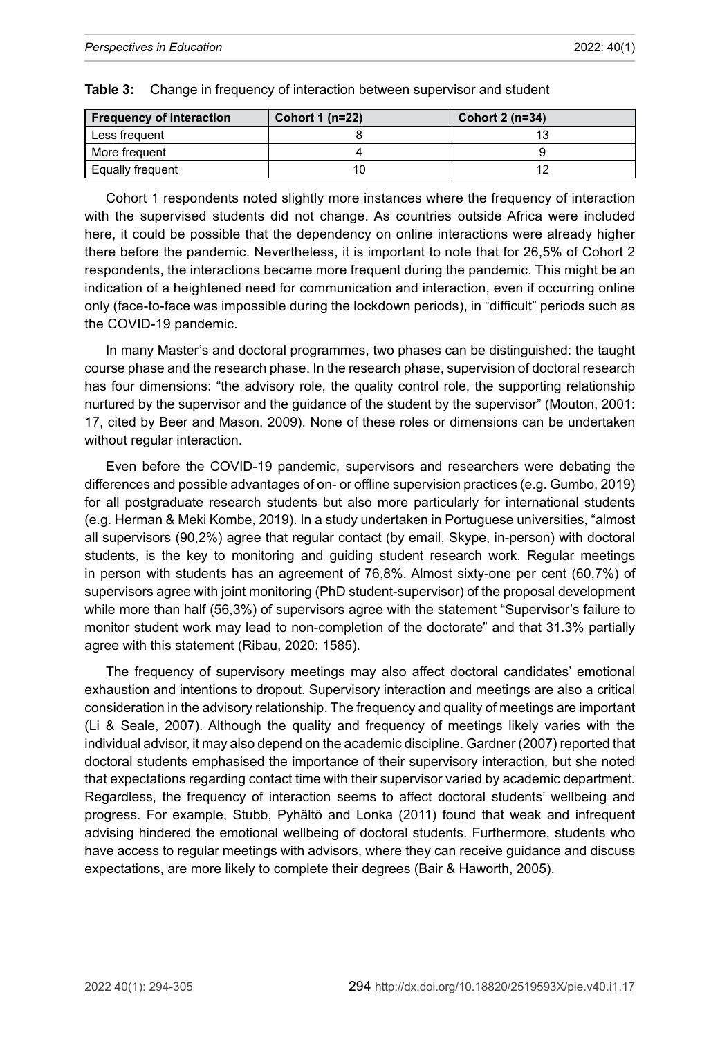**Table 3:** Change in frequency of interaction between supervisor and student

| Frequency of interaction | Cohort 1 (n=22) | Cohort 2 (n=34) |
|---|---|---|
| Less frequent | 8 | 13 |
| More frequent | 4 | 9 |
| Equally frequent | 10 | 12 |

Cohort 1 respondents noted slightly more instances where the frequency of interaction with the supervised students did not change. As countries outside Africa were included here, it could be possible that the dependency on online interactions were already higher there before the pandemic. Nevertheless, it is important to note that for 26,5% of Cohort 2 respondents, the interactions became more frequent during the pandemic. This might be an indication of a heightened need for communication and interaction, even if occurring online only (face-to-face was impossible during the lockdown periods), in "difficult" periods such as the COVID-19 pandemic.

In many Master's and doctoral programmes, two phases can be distinguished: the taught course phase and the research phase. In the research phase, supervision of doctoral research has four dimensions: "the advisory role, the quality control role, the supporting relationship nurtured by the supervisor and the guidance of the student by the supervisor" (Mouton, 2001: 17, cited by Beer and Mason, 2009). None of these roles or dimensions can be undertaken without regular interaction.

Even before the COVID-19 pandemic, supervisors and researchers were debating the differences and possible advantages of on- or offline supervision practices (e.g. Gumbo, 2019) for all postgraduate research students but also more particularly for international students (e.g. Herman & Meki Kombe, 2019). In a study undertaken in Portuguese universities, "almost all supervisors (90,2%) agree that regular contact (by email, Skype, in-person) with doctoral students, is the key to monitoring and guiding student research work. Regular meetings in person with students has an agreement of 76,8%. Almost sixty-one per cent (60,7%) of supervisors agree with joint monitoring (PhD student-supervisor) of the proposal development while more than half (56,3%) of supervisors agree with the statement "Supervisor's failure to monitor student work may lead to non-completion of the doctorate" and that 31.3% partially agree with this statement (Ribau, 2020: 1585).

The frequency of supervisory meetings may also affect doctoral candidates' emotional exhaustion and intentions to dropout. Supervisory interaction and meetings are also a critical consideration in the advisory relationship. The frequency and quality of meetings are important (Li & Seale, 2007). Although the quality and frequency of meetings likely varies with the individual advisor, it may also depend on the academic discipline. Gardner (2007) reported that doctoral students emphasised the importance of their supervisory interaction, but she noted that expectations regarding contact time with their supervisor varied by academic department. Regardless, the frequency of interaction seems to affect doctoral students' wellbeing and progress. For example, Stubb, Pyhältö and Lonka (2011) found that weak and infrequent advising hindered the emotional wellbeing of doctoral students. Furthermore, students who have access to regular meetings with advisors, where they can receive guidance and discuss expectations, are more likely to complete their degrees (Bair & Haworth, 2005).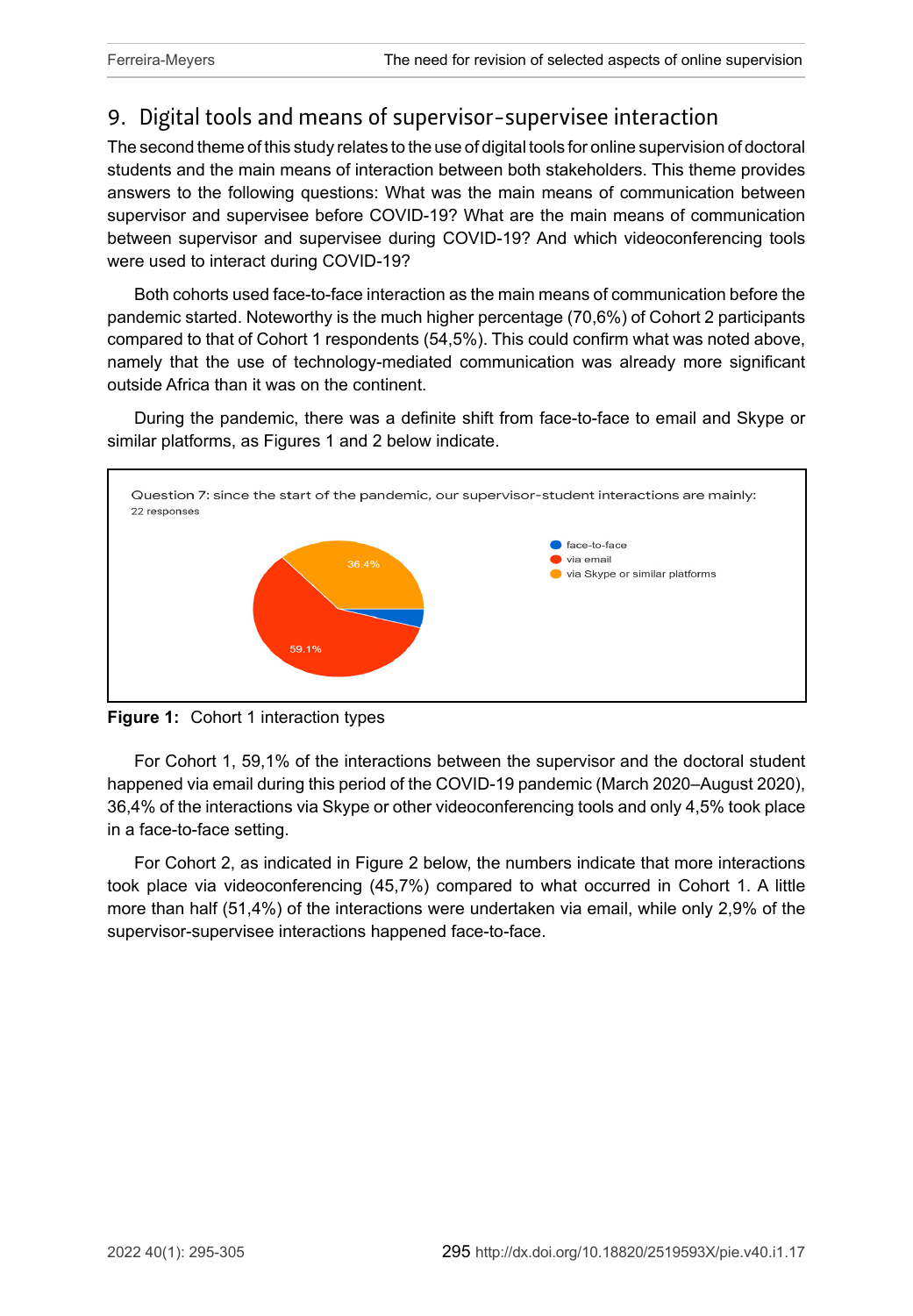## 9. Digital tools and means of supervisor-supervisee interaction

The second theme of this study relates to the use of digital tools for online supervision of doctoral students and the main means of interaction between both stakeholders. This theme provides answers to the following questions: What was the main means of communication between supervisor and supervisee before COVID-19? What are the main means of communication between supervisor and supervisee during COVID-19? And which videoconferencing tools were used to interact during COVID-19?

Both cohorts used face-to-face interaction as the main means of communication before the pandemic started. Noteworthy is the much higher percentage (70,6%) of Cohort 2 participants compared to that of Cohort 1 respondents (54,5%). This could confirm what was noted above, namely that the use of technology-mediated communication was already more significant outside Africa than it was on the continent.

During the pandemic, there was a definite shift from face-to-face to email and Skype or similar platforms, as Figures 1 and 2 below indicate.

Question 7: since the start of the pandemic, our supervisor-student interactions are mainly:
22 responses

- face-to-face
- via email — 59.1%
- via Skype or similar platforms — 36.4%

**Figure 1:** Cohort 1 interaction types

For Cohort 1, 59,1% of the interactions between the supervisor and the doctoral student happened via email during this period of the COVID-19 pandemic (March 2020–August 2020), 36,4% of the interactions via Skype or other videoconferencing tools and only 4,5% took place in a face-to-face setting.

For Cohort 2, as indicated in Figure 2 below, the numbers indicate that more interactions took place via videoconferencing (45,7%) compared to what occurred in Cohort 1. A little more than half (51,4%) of the interactions were undertaken via email, while only 2,9% of the supervisor-supervisee interactions happened face-to-face.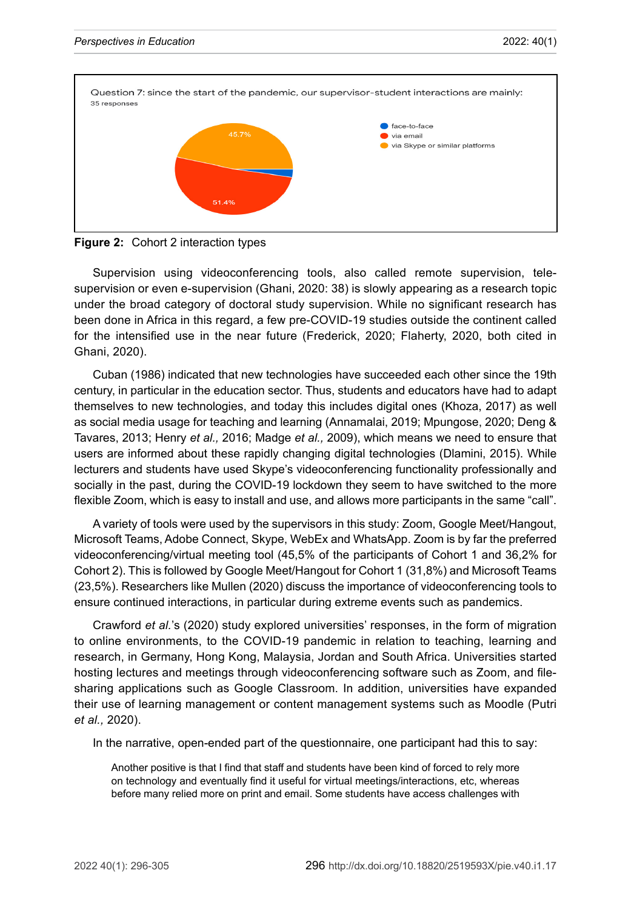Question 7: since the start of the pandemic, our supervisor-student interactions are mainly:
35 responses

- face-to-face
- via email
- via Skype or similar platforms

45.7%

51.4%

**Figure 2:** Cohort 2 interaction types

Supervision using videoconferencing tools, also called remote supervision, tele-supervision or even e-supervision (Ghani, 2020: 38) is slowly appearing as a research topic under the broad category of doctoral study supervision. While no significant research has been done in Africa in this regard, a few pre-COVID-19 studies outside the continent called for the intensified use in the near future (Frederick, 2020; Flaherty, 2020, both cited in Ghani, 2020).

Cuban (1986) indicated that new technologies have succeeded each other since the 19th century, in particular in the education sector. Thus, students and educators have had to adapt themselves to new technologies, and today this includes digital ones (Khoza, 2017) as well as social media usage for teaching and learning (Annamalai, 2019; Mpungose, 2020; Deng & Tavares, 2013; Henry *et al.,* 2016; Madge *et al.,* 2009), which means we need to ensure that users are informed about these rapidly changing digital technologies (Dlamini, 2015). While lecturers and students have used Skype's videoconferencing functionality professionally and socially in the past, during the COVID-19 lockdown they seem to have switched to the more flexible Zoom, which is easy to install and use, and allows more participants in the same "call".

A variety of tools were used by the supervisors in this study: Zoom, Google Meet/Hangout, Microsoft Teams, Adobe Connect, Skype, WebEx and WhatsApp. Zoom is by far the preferred videoconferencing/virtual meeting tool (45,5% of the participants of Cohort 1 and 36,2% for Cohort 2). This is followed by Google Meet/Hangout for Cohort 1 (31,8%) and Microsoft Teams (23,5%). Researchers like Mullen (2020) discuss the importance of videoconferencing tools to ensure continued interactions, in particular during extreme events such as pandemics.

Crawford *et al.*'s (2020) study explored universities' responses, in the form of migration to online environments, to the COVID-19 pandemic in relation to teaching, learning and research, in Germany, Hong Kong, Malaysia, Jordan and South Africa. Universities started hosting lectures and meetings through videoconferencing software such as Zoom, and file-sharing applications such as Google Classroom. In addition, universities have expanded their use of learning management or content management systems such as Moodle (Putri *et al.,* 2020).

In the narrative, open-ended part of the questionnaire, one participant had this to say:

> Another positive is that I find that staff and students have been kind of forced to rely more on technology and eventually find it useful for virtual meetings/interactions, etc, whereas before many relied more on print and email. Some students have access challenges with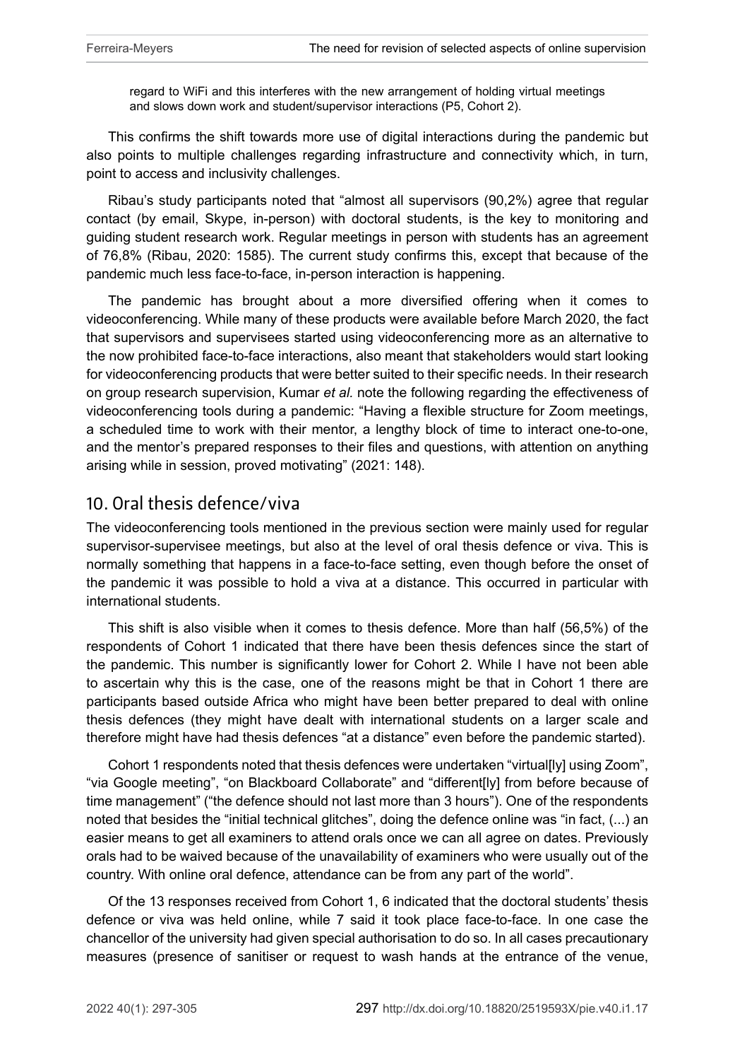> regard to WiFi and this interferes with the new arrangement of holding virtual meetings and slows down work and student/supervisor interactions (P5, Cohort 2).

This confirms the shift towards more use of digital interactions during the pandemic but also points to multiple challenges regarding infrastructure and connectivity which, in turn, point to access and inclusivity challenges.

Ribau's study participants noted that "almost all supervisors (90,2%) agree that regular contact (by email, Skype, in-person) with doctoral students, is the key to monitoring and guiding student research work. Regular meetings in person with students has an agreement of 76,8% (Ribau, 2020: 1585). The current study confirms this, except that because of the pandemic much less face-to-face, in-person interaction is happening.

The pandemic has brought about a more diversified offering when it comes to videoconferencing. While many of these products were available before March 2020, the fact that supervisors and supervisees started using videoconferencing more as an alternative to the now prohibited face-to-face interactions, also meant that stakeholders would start looking for videoconferencing products that were better suited to their specific needs. In their research on group research supervision, Kumar *et al.* note the following regarding the effectiveness of videoconferencing tools during a pandemic: "Having a flexible structure for Zoom meetings, a scheduled time to work with their mentor, a lengthy block of time to interact one-to-one, and the mentor's prepared responses to their files and questions, with attention on anything arising while in session, proved motivating" (2021: 148).

## 10. Oral thesis defence/viva

The videoconferencing tools mentioned in the previous section were mainly used for regular supervisor-supervisee meetings, but also at the level of oral thesis defence or viva. This is normally something that happens in a face-to-face setting, even though before the onset of the pandemic it was possible to hold a viva at a distance. This occurred in particular with international students.

This shift is also visible when it comes to thesis defence. More than half (56,5%) of the respondents of Cohort 1 indicated that there have been thesis defences since the start of the pandemic. This number is significantly lower for Cohort 2. While I have not been able to ascertain why this is the case, one of the reasons might be that in Cohort 1 there are participants based outside Africa who might have been better prepared to deal with online thesis defences (they might have dealt with international students on a larger scale and therefore might have had thesis defences "at a distance" even before the pandemic started).

Cohort 1 respondents noted that thesis defences were undertaken "virtual[ly] using Zoom", "via Google meeting", "on Blackboard Collaborate" and "different[ly] from before because of time management" ("the defence should not last more than 3 hours"). One of the respondents noted that besides the "initial technical glitches", doing the defence online was "in fact, (...) an easier means to get all examiners to attend orals once we can all agree on dates. Previously orals had to be waived because of the unavailability of examiners who were usually out of the country. With online oral defence, attendance can be from any part of the world".

Of the 13 responses received from Cohort 1, 6 indicated that the doctoral students' thesis defence or viva was held online, while 7 said it took place face-to-face. In one case the chancellor of the university had given special authorisation to do so. In all cases precautionary measures (presence of sanitiser or request to wash hands at the entrance of the venue,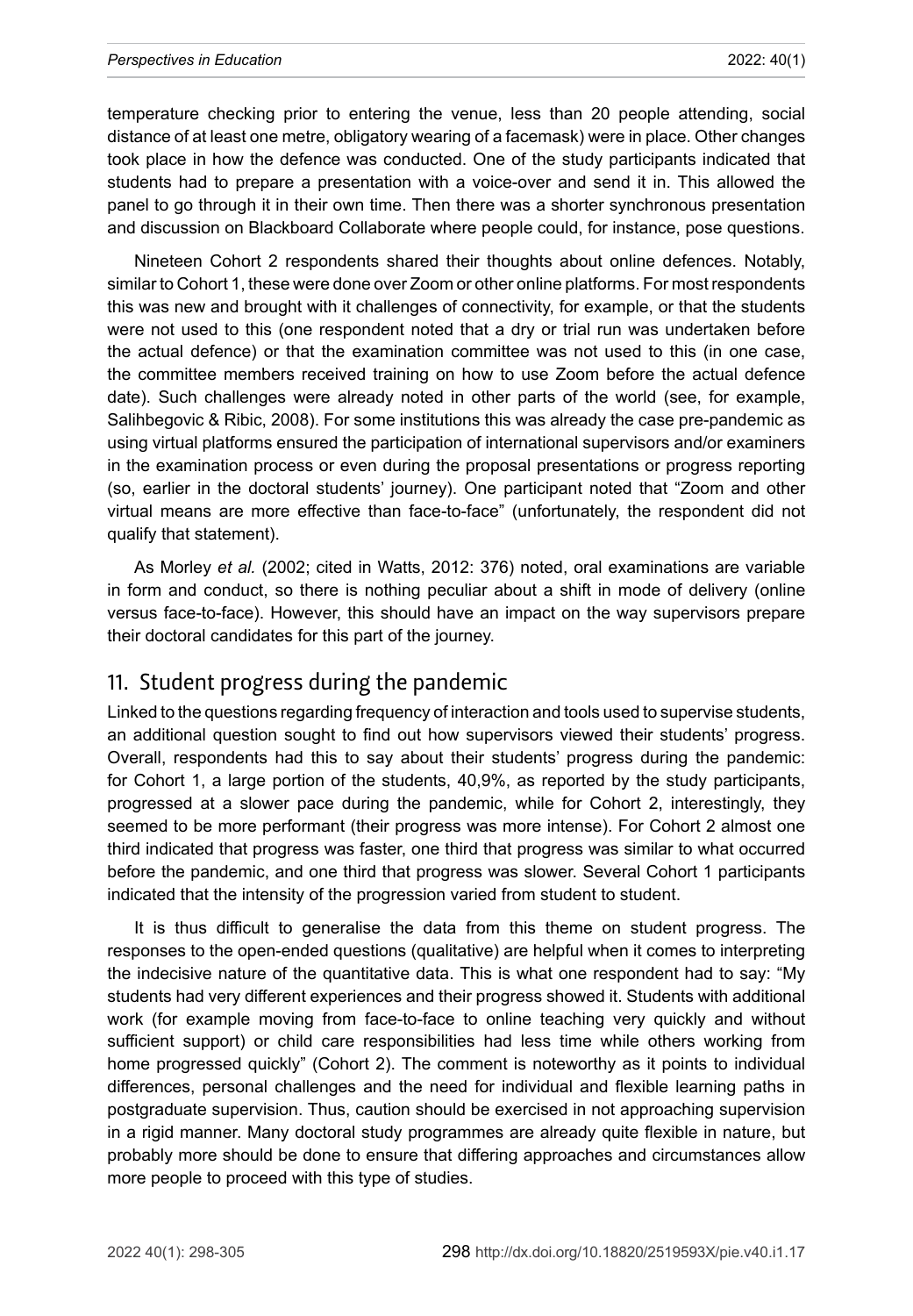temperature checking prior to entering the venue, less than 20 people attending, social distance of at least one metre, obligatory wearing of a facemask) were in place. Other changes took place in how the defence was conducted. One of the study participants indicated that students had to prepare a presentation with a voice-over and send it in. This allowed the panel to go through it in their own time. Then there was a shorter synchronous presentation and discussion on Blackboard Collaborate where people could, for instance, pose questions.

Nineteen Cohort 2 respondents shared their thoughts about online defences. Notably, similar to Cohort 1, these were done over Zoom or other online platforms. For most respondents this was new and brought with it challenges of connectivity, for example, or that the students were not used to this (one respondent noted that a dry or trial run was undertaken before the actual defence) or that the examination committee was not used to this (in one case, the committee members received training on how to use Zoom before the actual defence date). Such challenges were already noted in other parts of the world (see, for example, Salihbegovic & Ribic, 2008). For some institutions this was already the case pre-pandemic as using virtual platforms ensured the participation of international supervisors and/or examiners in the examination process or even during the proposal presentations or progress reporting (so, earlier in the doctoral students' journey). One participant noted that "Zoom and other virtual means are more effective than face-to-face" (unfortunately, the respondent did not qualify that statement).

As Morley *et al.* (2002; cited in Watts, 2012: 376) noted, oral examinations are variable in form and conduct, so there is nothing peculiar about a shift in mode of delivery (online versus face-to-face). However, this should have an impact on the way supervisors prepare their doctoral candidates for this part of the journey.

## 11. Student progress during the pandemic

Linked to the questions regarding frequency of interaction and tools used to supervise students, an additional question sought to find out how supervisors viewed their students' progress. Overall, respondents had this to say about their students' progress during the pandemic: for Cohort 1, a large portion of the students, 40,9%, as reported by the study participants, progressed at a slower pace during the pandemic, while for Cohort 2, interestingly, they seemed to be more performant (their progress was more intense). For Cohort 2 almost one third indicated that progress was faster, one third that progress was similar to what occurred before the pandemic, and one third that progress was slower. Several Cohort 1 participants indicated that the intensity of the progression varied from student to student.

It is thus difficult to generalise the data from this theme on student progress. The responses to the open-ended questions (qualitative) are helpful when it comes to interpreting the indecisive nature of the quantitative data. This is what one respondent had to say: "My students had very different experiences and their progress showed it. Students with additional work (for example moving from face-to-face to online teaching very quickly and without sufficient support) or child care responsibilities had less time while others working from home progressed quickly" (Cohort 2). The comment is noteworthy as it points to individual differences, personal challenges and the need for individual and flexible learning paths in postgraduate supervision. Thus, caution should be exercised in not approaching supervision in a rigid manner. Many doctoral study programmes are already quite flexible in nature, but probably more should be done to ensure that differing approaches and circumstances allow more people to proceed with this type of studies.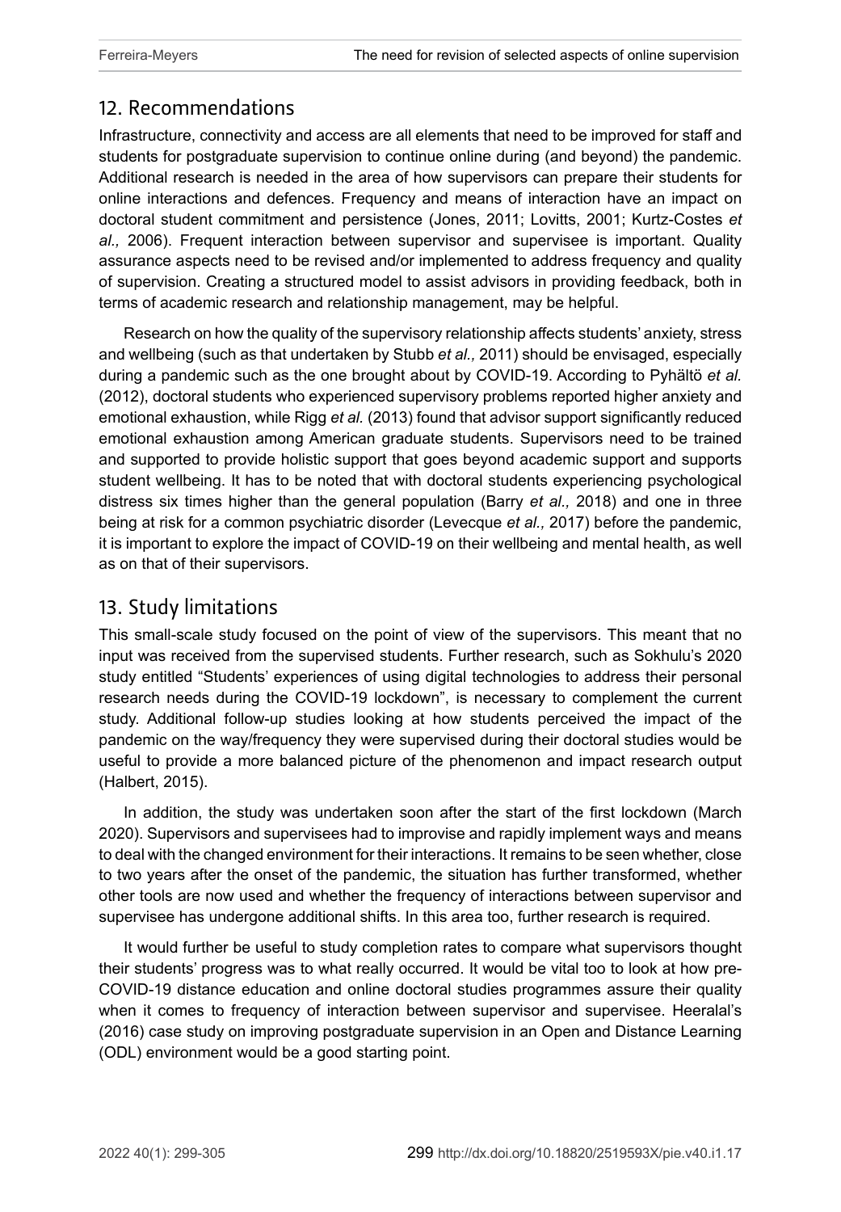## 12. Recommendations

Infrastructure, connectivity and access are all elements that need to be improved for staff and students for postgraduate supervision to continue online during (and beyond) the pandemic. Additional research is needed in the area of how supervisors can prepare their students for online interactions and defences. Frequency and means of interaction have an impact on doctoral student commitment and persistence (Jones, 2011; Lovitts, 2001; Kurtz-Costes *et al.,* 2006). Frequent interaction between supervisor and supervisee is important. Quality assurance aspects need to be revised and/or implemented to address frequency and quality of supervision. Creating a structured model to assist advisors in providing feedback, both in terms of academic research and relationship management, may be helpful.

Research on how the quality of the supervisory relationship affects students' anxiety, stress and wellbeing (such as that undertaken by Stubb *et al.,* 2011) should be envisaged, especially during a pandemic such as the one brought about by COVID-19. According to Pyhältö *et al.* (2012), doctoral students who experienced supervisory problems reported higher anxiety and emotional exhaustion, while Rigg *et al.* (2013) found that advisor support significantly reduced emotional exhaustion among American graduate students. Supervisors need to be trained and supported to provide holistic support that goes beyond academic support and supports student wellbeing. It has to be noted that with doctoral students experiencing psychological distress six times higher than the general population (Barry *et al.,* 2018) and one in three being at risk for a common psychiatric disorder (Levecque *et al.,* 2017) before the pandemic, it is important to explore the impact of COVID-19 on their wellbeing and mental health, as well as on that of their supervisors.

## 13. Study limitations

This small-scale study focused on the point of view of the supervisors. This meant that no input was received from the supervised students. Further research, such as Sokhulu's 2020 study entitled "Students' experiences of using digital technologies to address their personal research needs during the COVID-19 lockdown", is necessary to complement the current study. Additional follow-up studies looking at how students perceived the impact of the pandemic on the way/frequency they were supervised during their doctoral studies would be useful to provide a more balanced picture of the phenomenon and impact research output (Halbert, 2015).

In addition, the study was undertaken soon after the start of the first lockdown (March 2020). Supervisors and supervisees had to improvise and rapidly implement ways and means to deal with the changed environment for their interactions. It remains to be seen whether, close to two years after the onset of the pandemic, the situation has further transformed, whether other tools are now used and whether the frequency of interactions between supervisor and supervisee has undergone additional shifts. In this area too, further research is required.

It would further be useful to study completion rates to compare what supervisors thought their students' progress was to what really occurred. It would be vital too to look at how pre-COVID-19 distance education and online doctoral studies programmes assure their quality when it comes to frequency of interaction between supervisor and supervisee. Heeralal's (2016) case study on improving postgraduate supervision in an Open and Distance Learning (ODL) environment would be a good starting point.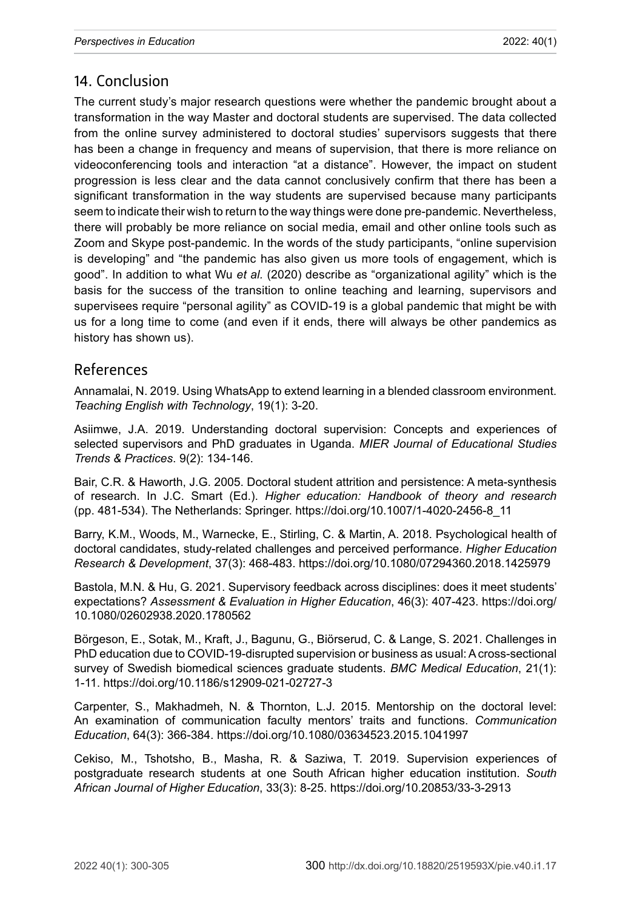## 14. Conclusion

The current study's major research questions were whether the pandemic brought about a transformation in the way Master and doctoral students are supervised. The data collected from the online survey administered to doctoral studies' supervisors suggests that there has been a change in frequency and means of supervision, that there is more reliance on videoconferencing tools and interaction "at a distance". However, the impact on student progression is less clear and the data cannot conclusively confirm that there has been a significant transformation in the way students are supervised because many participants seem to indicate their wish to return to the way things were done pre-pandemic. Nevertheless, there will probably be more reliance on social media, email and other online tools such as Zoom and Skype post-pandemic. In the words of the study participants, "online supervision is developing" and "the pandemic has also given us more tools of engagement, which is good". In addition to what Wu *et al.* (2020) describe as "organizational agility" which is the basis for the success of the transition to online teaching and learning, supervisors and supervisees require "personal agility" as COVID-19 is a global pandemic that might be with us for a long time to come (and even if it ends, there will always be other pandemics as history has shown us).

## References

Annamalai, N. 2019. Using WhatsApp to extend learning in a blended classroom environment. *Teaching English with Technology*, 19(1): 3-20.

Asiimwe, J.A. 2019. Understanding doctoral supervision: Concepts and experiences of selected supervisors and PhD graduates in Uganda. *MIER Journal of Educational Studies Trends & Practices*. 9(2): 134-146.

Bair, C.R. & Haworth, J.G. 2005. Doctoral student attrition and persistence: A meta-synthesis of research. In J.C. Smart (Ed.). *Higher education: Handbook of theory and research* (pp. 481-534). The Netherlands: Springer. https://doi.org/10.1007/1-4020-2456-8_11

Barry, K.M., Woods, M., Warnecke, E., Stirling, C. & Martin, A. 2018. Psychological health of doctoral candidates, study-related challenges and perceived performance. *Higher Education Research & Development*, 37(3): 468-483. https://doi.org/10.1080/07294360.2018.1425979

Bastola, M.N. & Hu, G. 2021. Supervisory feedback across disciplines: does it meet students' expectations? *Assessment & Evaluation in Higher Education*, 46(3): 407-423. https://doi.org/10.1080/02602938.2020.1780562

Börgeson, E., Sotak, M., Kraft, J., Bagunu, G., Biörserud, C. & Lange, S. 2021. Challenges in PhD education due to COVID-19-disrupted supervision or business as usual: A cross-sectional survey of Swedish biomedical sciences graduate students. *BMC Medical Education*, 21(1): 1-11. https://doi.org/10.1186/s12909-021-02727-3

Carpenter, S., Makhadmeh, N. & Thornton, L.J. 2015. Mentorship on the doctoral level: An examination of communication faculty mentors' traits and functions. *Communication Education*, 64(3): 366-384. https://doi.org/10.1080/03634523.2015.1041997

Cekiso, M., Tshotsho, B., Masha, R. & Saziwa, T. 2019. Supervision experiences of postgraduate research students at one South African higher education institution. *South African Journal of Higher Education*, 33(3): 8-25. https://doi.org/10.20853/33-3-2913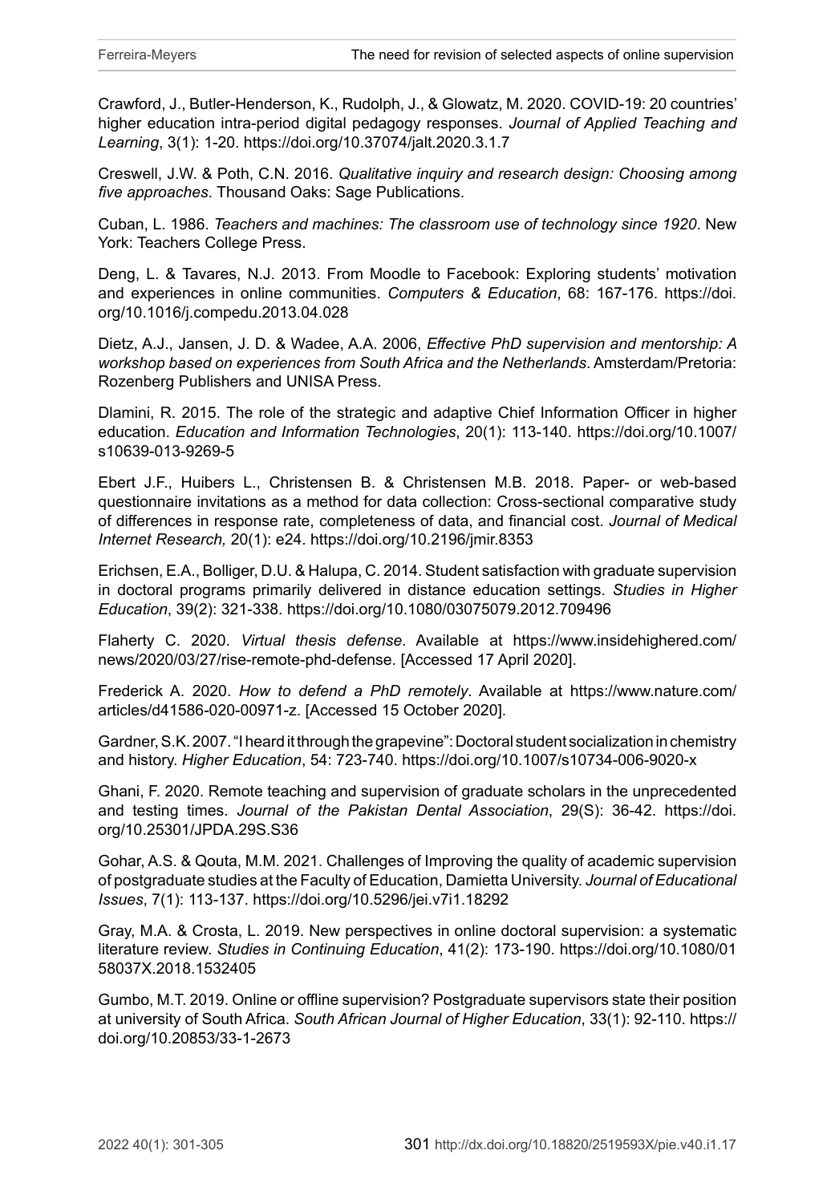Crawford, J., Butler-Henderson, K., Rudolph, J., & Glowatz, M. 2020. COVID-19: 20 countries' higher education intra-period digital pedagogy responses. *Journal of Applied Teaching and Learning*, 3(1): 1-20. https://doi.org/10.37074/jalt.2020.3.1.7

Creswell, J.W. & Poth, C.N. 2016. *Qualitative inquiry and research design: Choosing among five approaches*. Thousand Oaks: Sage Publications.

Cuban, L. 1986. *Teachers and machines: The classroom use of technology since 1920*. New York: Teachers College Press.

Deng, L. & Tavares, N.J. 2013. From Moodle to Facebook: Exploring students' motivation and experiences in online communities. *Computers & Education*, 68: 167-176. https://doi.org/10.1016/j.compedu.2013.04.028

Dietz, A.J., Jansen, J. D. & Wadee, A.A. 2006, *Effective PhD supervision and mentorship: A workshop based on experiences from South Africa and the Netherlands*. Amsterdam/Pretoria: Rozenberg Publishers and UNISA Press.

Dlamini, R. 2015. The role of the strategic and adaptive Chief Information Officer in higher education. *Education and Information Technologies*, 20(1): 113-140. https://doi.org/10.1007/s10639-013-9269-5

Ebert J.F., Huibers L., Christensen B. & Christensen M.B. 2018. Paper- or web-based questionnaire invitations as a method for data collection: Cross-sectional comparative study of differences in response rate, completeness of data, and financial cost. *Journal of Medical Internet Research,* 20(1): e24. https://doi.org/10.2196/jmir.8353

Erichsen, E.A., Bolliger, D.U. & Halupa, C. 2014. Student satisfaction with graduate supervision in doctoral programs primarily delivered in distance education settings. *Studies in Higher Education*, 39(2): 321-338. https://doi.org/10.1080/03075079.2012.709496

Flaherty C. 2020. *Virtual thesis defense.* Available at https://www.insidehighered.com/news/2020/03/27/rise-remote-phd-defense. [Accessed 17 April 2020].

Frederick A. 2020. *How to defend a PhD remotely*. Available at https://www.nature.com/articles/d41586-020-00971-z. [Accessed 15 October 2020].

Gardner, S.K. 2007. "I heard it through the grapevine": Doctoral student socialization in chemistry and history. *Higher Education*, 54: 723-740. https://doi.org/10.1007/s10734-006-9020-x

Ghani, F. 2020. Remote teaching and supervision of graduate scholars in the unprecedented and testing times. *Journal of the Pakistan Dental Association*, 29(S): 36-42. https://doi.org/10.25301/JPDA.29S.S36

Gohar, A.S. & Qouta, M.M. 2021. Challenges of Improving the quality of academic supervision of postgraduate studies at the Faculty of Education, Damietta University. *Journal of Educational Issues*, 7(1): 113-137. https://doi.org/10.5296/jei.v7i1.18292

Gray, M.A. & Crosta, L. 2019. New perspectives in online doctoral supervision: a systematic literature review. *Studies in Continuing Education*, 41(2): 173-190. https://doi.org/10.1080/0158037X.2018.1532405

Gumbo, M.T. 2019. Online or offline supervision? Postgraduate supervisors state their position at university of South Africa. *South African Journal of Higher Education*, 33(1): 92-110. https://doi.org/10.20853/33-1-2673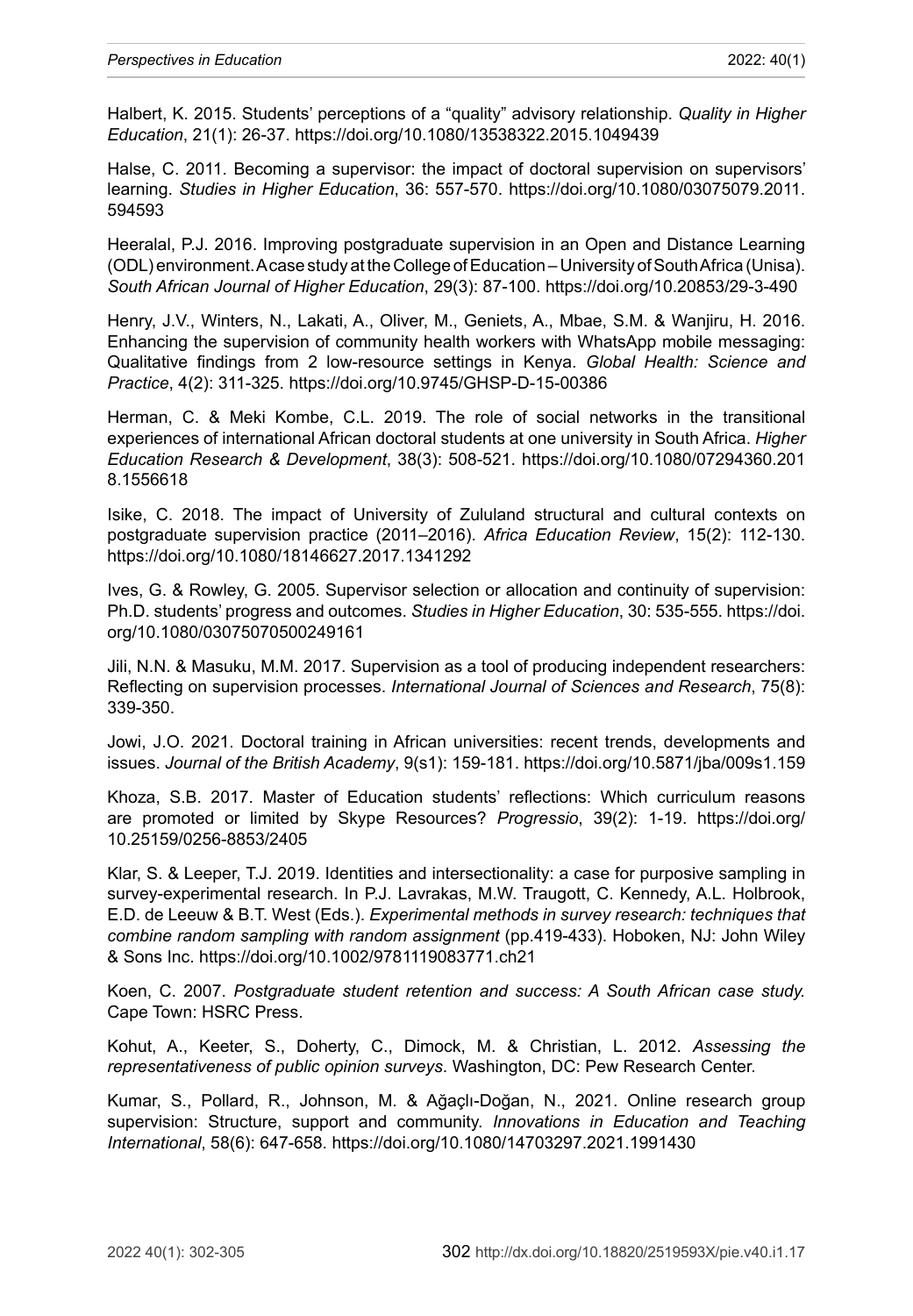Halbert, K. 2015. Students' perceptions of a "quality" advisory relationship. *Quality in Higher Education*, 21(1): 26-37. https://doi.org/10.1080/13538322.2015.1049439

Halse, C. 2011. Becoming a supervisor: the impact of doctoral supervision on supervisors' learning. *Studies in Higher Education*, 36: 557-570. https://doi.org/10.1080/03075079.2011.594593

Heeralal, P.J. 2016. Improving postgraduate supervision in an Open and Distance Learning (ODL) environment. A case study at the College of Education – University of South Africa (Unisa). *South African Journal of Higher Education*, 29(3): 87-100. https://doi.org/10.20853/29-3-490

Henry, J.V., Winters, N., Lakati, A., Oliver, M., Geniets, A., Mbae, S.M. & Wanjiru, H. 2016. Enhancing the supervision of community health workers with WhatsApp mobile messaging: Qualitative findings from 2 low-resource settings in Kenya. *Global Health: Science and Practice*, 4(2): 311-325. https://doi.org/10.9745/GHSP-D-15-00386

Herman, C. & Meki Kombe, C.L. 2019. The role of social networks in the transitional experiences of international African doctoral students at one university in South Africa. *Higher Education Research & Development*, 38(3): 508-521. https://doi.org/10.1080/07294360.2018.1556618

Isike, C. 2018. The impact of University of Zululand structural and cultural contexts on postgraduate supervision practice (2011–2016). *Africa Education Review*, 15(2): 112-130. https://doi.org/10.1080/18146627.2017.1341292

Ives, G. & Rowley, G. 2005. Supervisor selection or allocation and continuity of supervision: Ph.D. students' progress and outcomes. *Studies in Higher Education*, 30: 535-555. https://doi.org/10.1080/03075070500249161

Jili, N.N. & Masuku, M.M. 2017. Supervision as a tool of producing independent researchers: Reflecting on supervision processes. *International Journal of Sciences and Research*, 75(8): 339-350.

Jowi, J.O. 2021. Doctoral training in African universities: recent trends, developments and issues. *Journal of the British Academy*, 9(s1): 159-181. https://doi.org/10.5871/jba/009s1.159

Khoza, S.B. 2017. Master of Education students' reflections: Which curriculum reasons are promoted or limited by Skype Resources? *Progressio*, 39(2): 1-19. https://doi.org/10.25159/0256-8853/2405

Klar, S. & Leeper, T.J. 2019. Identities and intersectionality: a case for purposive sampling in survey-experimental research. In P.J. Lavrakas, M.W. Traugott, C. Kennedy, A.L. Holbrook, E.D. de Leeuw & B.T. West (Eds.). *Experimental methods in survey research: techniques that combine random sampling with random assignment* (pp.419-433). Hoboken, NJ: John Wiley & Sons Inc. https://doi.org/10.1002/9781119083771.ch21

Koen, C. 2007. *Postgraduate student retention and success: A South African case study.* Cape Town: HSRC Press.

Kohut, A., Keeter, S., Doherty, C., Dimock, M. & Christian, L. 2012. *Assessing the representativeness of public opinion surveys*. Washington, DC: Pew Research Center.

Kumar, S., Pollard, R., Johnson, M. & Ağaçlı-Doğan, N., 2021. Online research group supervision: Structure, support and community. *Innovations in Education and Teaching International*, 58(6): 647-658. https://doi.org/10.1080/14703297.2021.1991430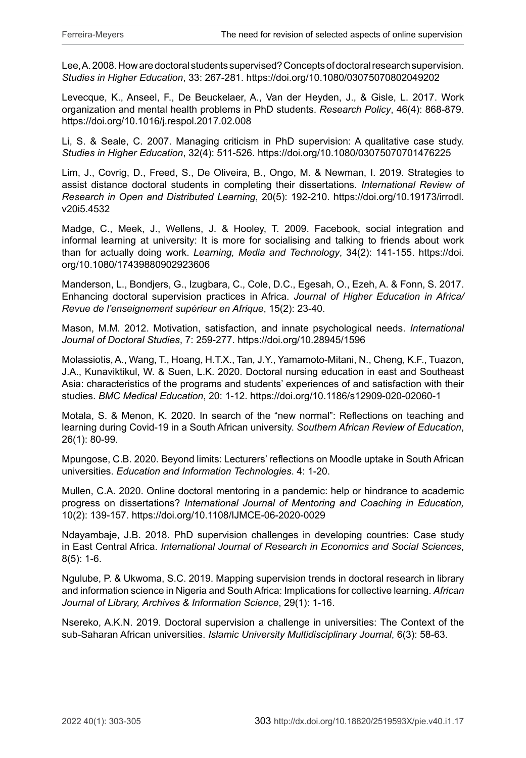Lee, A. 2008. How are doctoral students supervised? Concepts of doctoral research supervision. *Studies in Higher Education*, 33: 267-281. https://doi.org/10.1080/03075070802049202

Levecque, K., Anseel, F., De Beuckelaer, A., Van der Heyden, J., & Gisle, L. 2017. Work organization and mental health problems in PhD students. *Research Policy*, 46(4): 868-879. https://doi.org/10.1016/j.respol.2017.02.008

Li, S. & Seale, C. 2007. Managing criticism in PhD supervision: A qualitative case study. *Studies in Higher Education*, 32(4): 511-526. https://doi.org/10.1080/03075070701476225

Lim, J., Covrig, D., Freed, S., De Oliveira, B., Ongo, M. & Newman, I. 2019. Strategies to assist distance doctoral students in completing their dissertations. *International Review of Research in Open and Distributed Learning*, 20(5): 192-210. https://doi.org/10.19173/irrodl.v20i5.4532

Madge, C., Meek, J., Wellens, J. & Hooley, T. 2009. Facebook, social integration and informal learning at university: It is more for socialising and talking to friends about work than for actually doing work. *Learning, Media and Technology*, 34(2): 141-155. https://doi.org/10.1080/17439880902923606

Manderson, L., Bondjers, G., Izugbara, C., Cole, D.C., Egesah, O., Ezeh, A. & Fonn, S. 2017. Enhancing doctoral supervision practices in Africa. *Journal of Higher Education in Africa/ Revue de l'enseignement supérieur en Afrique*, 15(2): 23-40.

Mason, M.M. 2012. Motivation, satisfaction, and innate psychological needs. *International Journal of Doctoral Studies*, 7: 259-277. https://doi.org/10.28945/1596

Molassiotis, A., Wang, T., Hoang, H.T.X., Tan, J.Y., Yamamoto-Mitani, N., Cheng, K.F., Tuazon, J.A., Kunaviktikul, W. & Suen, L.K. 2020. Doctoral nursing education in east and Southeast Asia: characteristics of the programs and students' experiences of and satisfaction with their studies. *BMC Medical Education*, 20: 1-12. https://doi.org/10.1186/s12909-020-02060-1

Motala, S. & Menon, K. 2020. In search of the "new normal": Reflections on teaching and learning during Covid-19 in a South African university. *Southern African Review of Education*, 26(1): 80-99.

Mpungose, C.B. 2020. Beyond limits: Lecturers' reflections on Moodle uptake in South African universities. *Education and Information Technologies*. 4: 1-20.

Mullen, C.A. 2020. Online doctoral mentoring in a pandemic: help or hindrance to academic progress on dissertations? *International Journal of Mentoring and Coaching in Education,* 10(2): 139-157. https://doi.org/10.1108/IJMCE-06-2020-0029

Ndayambaje, J.B. 2018. PhD supervision challenges in developing countries: Case study in East Central Africa. *International Journal of Research in Economics and Social Sciences*, 8(5): 1-6.

Ngulube, P. & Ukwoma, S.C. 2019. Mapping supervision trends in doctoral research in library and information science in Nigeria and South Africa: Implications for collective learning. *African Journal of Library, Archives & Information Science*, 29(1): 1-16.

Nsereko, A.K.N. 2019. Doctoral supervision a challenge in universities: The Context of the sub-Saharan African universities. *Islamic University Multidisciplinary Journal*, 6(3): 58-63.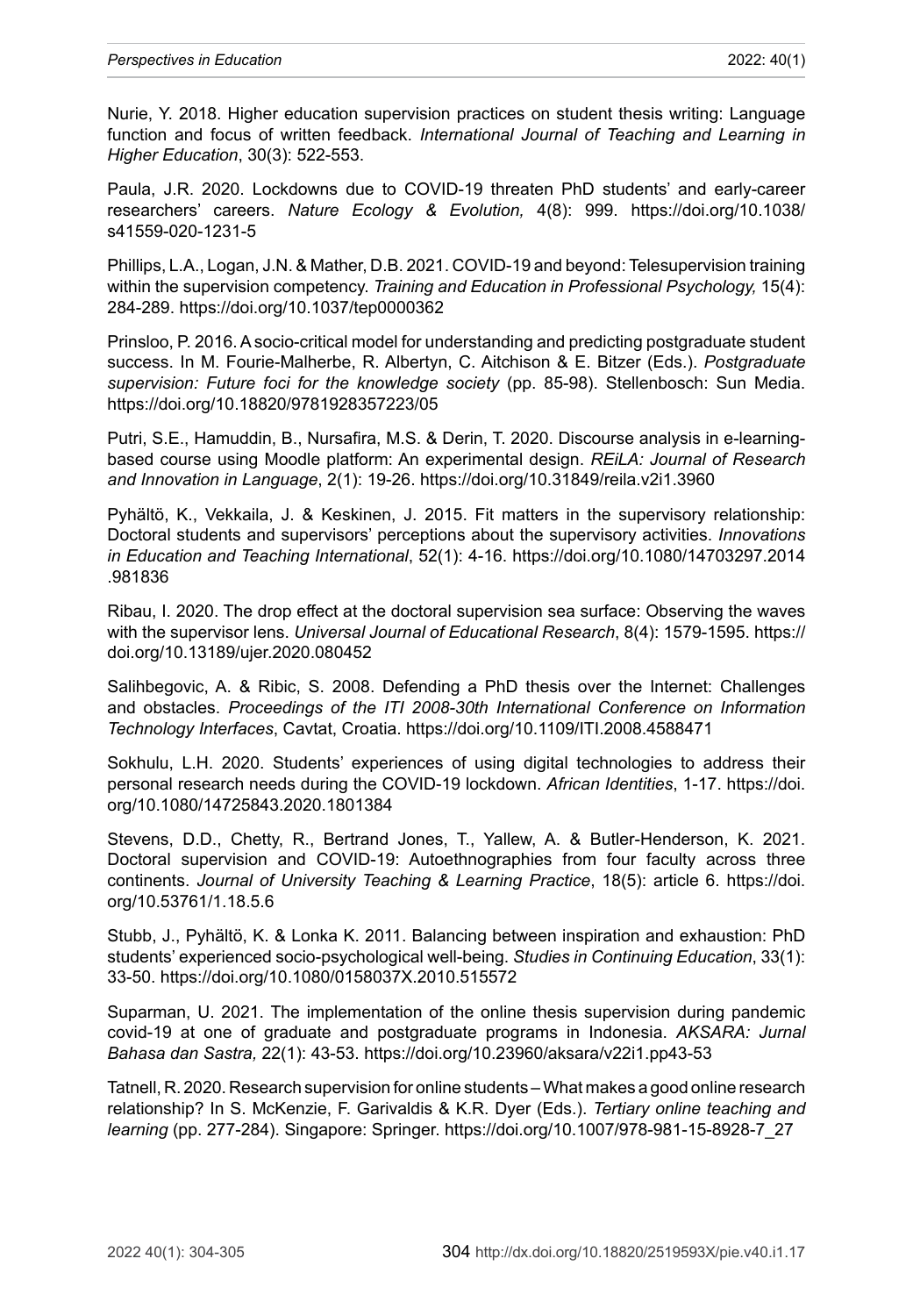Nurie, Y. 2018. Higher education supervision practices on student thesis writing: Language function and focus of written feedback. *International Journal of Teaching and Learning in Higher Education*, 30(3): 522-553.

Paula, J.R. 2020. Lockdowns due to COVID-19 threaten PhD students' and early-career researchers' careers. *Nature Ecology & Evolution,* 4(8): 999. https://doi.org/10.1038/s41559-020-1231-5

Phillips, L.A., Logan, J.N. & Mather, D.B. 2021. COVID-19 and beyond: Telesupervision training within the supervision competency. *Training and Education in Professional Psychology,* 15(4): 284-289. https://doi.org/10.1037/tep0000362

Prinsloo, P. 2016. A socio-critical model for understanding and predicting postgraduate student success. In M. Fourie-Malherbe, R. Albertyn, C. Aitchison & E. Bitzer (Eds.). *Postgraduate supervision: Future foci for the knowledge society* (pp. 85-98). Stellenbosch: Sun Media. https://doi.org/10.18820/9781928357223/05

Putri, S.E., Hamuddin, B., Nursafira, M.S. & Derin, T. 2020. Discourse analysis in e-learning-based course using Moodle platform: An experimental design. *REiLA: Journal of Research and Innovation in Language*, 2(1): 19-26. https://doi.org/10.31849/reila.v2i1.3960

Pyhältö, K., Vekkaila, J. & Keskinen, J. 2015. Fit matters in the supervisory relationship: Doctoral students and supervisors' perceptions about the supervisory activities. *Innovations in Education and Teaching International*, 52(1): 4-16. https://doi.org/10.1080/14703297.2014.981836

Ribau, I. 2020. The drop effect at the doctoral supervision sea surface: Observing the waves with the supervisor lens. *Universal Journal of Educational Research*, 8(4): 1579-1595. https://doi.org/10.13189/ujer.2020.080452

Salihbegovic, A. & Ribic, S. 2008. Defending a PhD thesis over the Internet: Challenges and obstacles. *Proceedings of the ITI 2008-30th International Conference on Information Technology Interfaces*, Cavtat, Croatia. https://doi.org/10.1109/ITI.2008.4588471

Sokhulu, L.H. 2020. Students' experiences of using digital technologies to address their personal research needs during the COVID-19 lockdown. *African Identities*, 1-17. https://doi.org/10.1080/14725843.2020.1801384

Stevens, D.D., Chetty, R., Bertrand Jones, T., Yallew, A. & Butler-Henderson, K. 2021. Doctoral supervision and COVID-19: Autoethnographies from four faculty across three continents. *Journal of University Teaching & Learning Practice*, 18(5): article 6. https://doi.org/10.53761/1.18.5.6

Stubb, J., Pyhältö, K. & Lonka K. 2011. Balancing between inspiration and exhaustion: PhD students' experienced socio-psychological well-being. *Studies in Continuing Education*, 33(1): 33-50. https://doi.org/10.1080/0158037X.2010.515572

Suparman, U. 2021. The implementation of the online thesis supervision during pandemic covid-19 at one of graduate and postgraduate programs in Indonesia. *AKSARA: Jurnal Bahasa dan Sastra,* 22(1): 43-53. https://doi.org/10.23960/aksara/v22i1.pp43-53

Tatnell, R. 2020. Research supervision for online students – What makes a good online research relationship? In S. McKenzie, F. Garivaldis & K.R. Dyer (Eds.). *Tertiary online teaching and learning* (pp. 277-284). Singapore: Springer. https://doi.org/10.1007/978-981-15-8928-7_27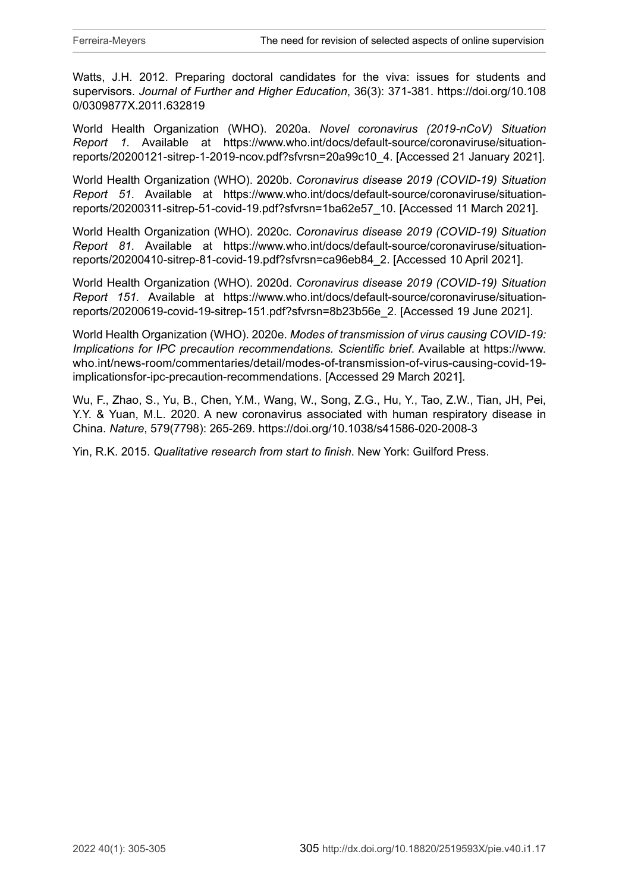Watts, J.H. 2012. Preparing doctoral candidates for the viva: issues for students and supervisors. *Journal of Further and Higher Education*, 36(3): 371-381. https://doi.org/10.1080/0309877X.2011.632819

World Health Organization (WHO). 2020a. *Novel coronavirus (2019-nCoV) Situation Report 1.* Available at https://www.who.int/docs/default-source/coronaviruse/situation-reports/20200121-sitrep-1-2019-ncov.pdf?sfvrsn=20a99c10_4. [Accessed 21 January 2021].

World Health Organization (WHO). 2020b. *Coronavirus disease 2019 (COVID-19) Situation Report 51.* Available at https://www.who.int/docs/default-source/coronaviruse/situation-reports/20200311-sitrep-51-covid-19.pdf?sfvrsn=1ba62e57_10. [Accessed 11 March 2021].

World Health Organization (WHO). 2020c. *Coronavirus disease 2019 (COVID-19) Situation Report 81.* Available at https://www.who.int/docs/default-source/coronaviruse/situation-reports/20200410-sitrep-81-covid-19.pdf?sfvrsn=ca96eb84_2. [Accessed 10 April 2021].

World Health Organization (WHO). 2020d. *Coronavirus disease 2019 (COVID-19) Situation Report 151.* Available at https://www.who.int/docs/default-source/coronaviruse/situation-reports/20200619-covid-19-sitrep-151.pdf?sfvrsn=8b23b56e_2. [Accessed 19 June 2021].

World Health Organization (WHO). 2020e. *Modes of transmission of virus causing COVID-19: Implications for IPC precaution recommendations. Scientific brief*. Available at https://www.who.int/news-room/commentaries/detail/modes-of-transmission-of-virus-causing-covid-19-implicationsfor-ipc-precaution-recommendations. [Accessed 29 March 2021].

Wu, F., Zhao, S., Yu, B., Chen, Y.M., Wang, W., Song, Z.G., Hu, Y., Tao, Z.W., Tian, JH, Pei, Y.Y. & Yuan, M.L. 2020. A new coronavirus associated with human respiratory disease in China. *Nature*, 579(7798): 265-269. https://doi.org/10.1038/s41586-020-2008-3

Yin, R.K. 2015. *Qualitative research from start to finish*. New York: Guilford Press.